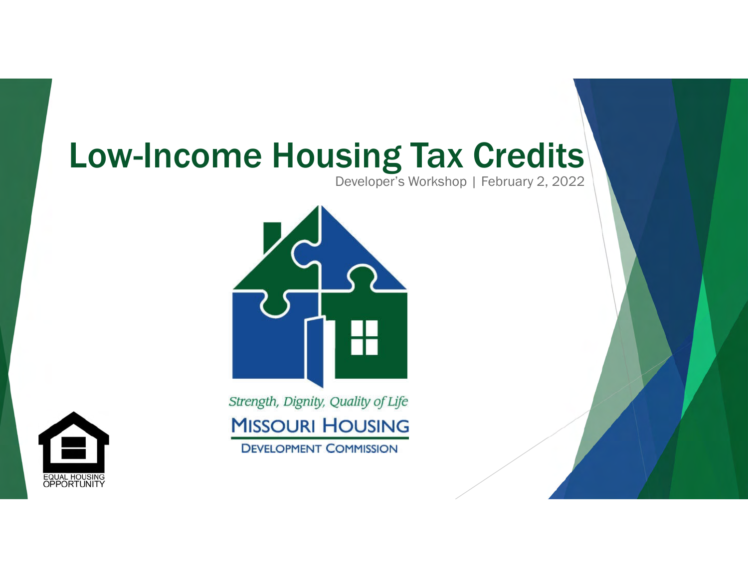# Low-Income Housing Tax Credits

Developer's Workshop | February 2, 2022

*Strength, Dignity, Quality of Life*

MISSOURI HOUSING
DEVELOPMENT COMMISSION

EQUAL HOUSING OPPORTUNITY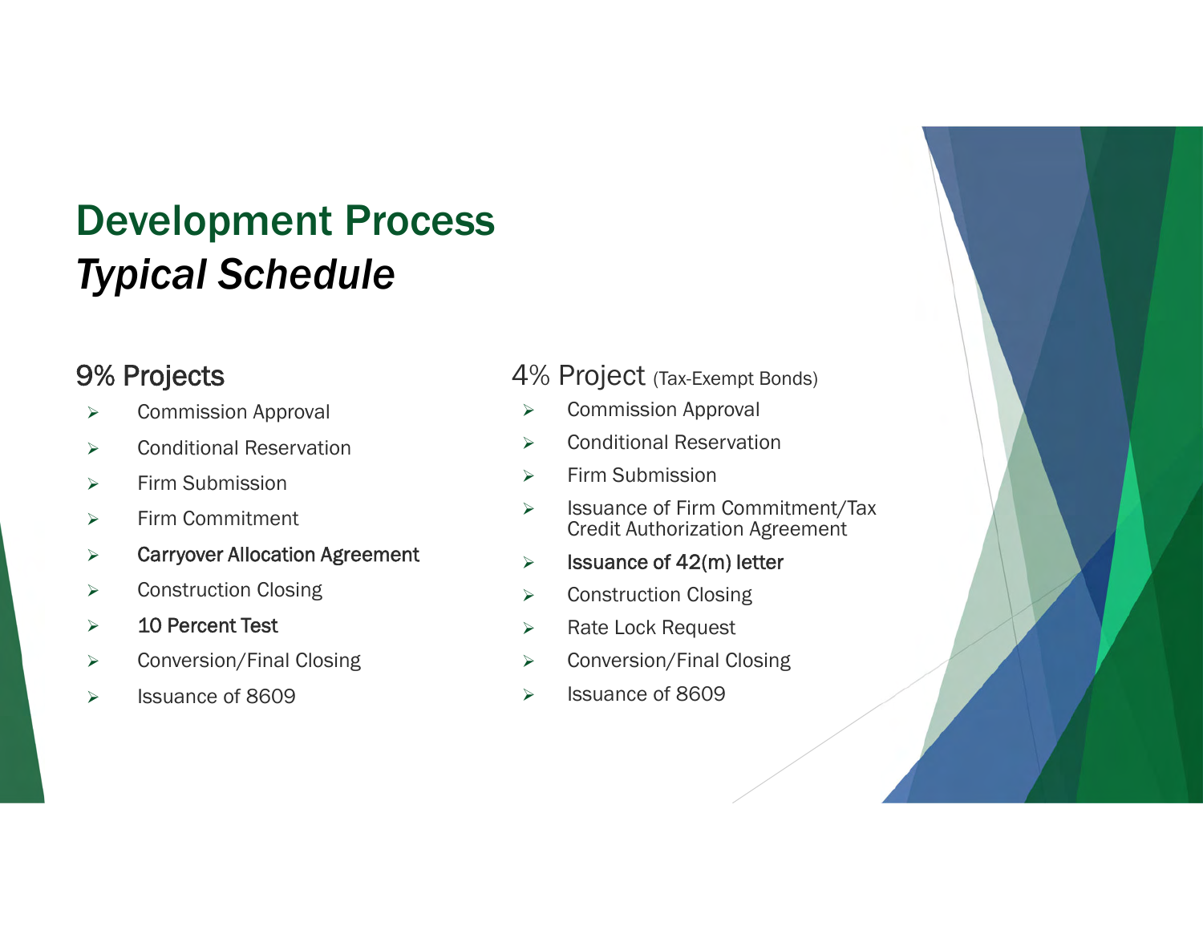# Development Process

## *Typical Schedule*

### 9% Projects

- Commission Approval
- Conditional Reservation
- Firm Submission
- Firm Commitment
- Carryover Allocation Agreement
- Construction Closing
- 10 Percent Test
- Conversion/Final Closing
- Issuance of 8609

### 4% Project (Tax-Exempt Bonds)

- Commission Approval
- Conditional Reservation
- Firm Submission
- Issuance of Firm Commitment/Tax Credit Authorization Agreement
- Issuance of 42(m) letter
- Construction Closing
- Rate Lock Request
- Conversion/Final Closing
- Issuance of 8609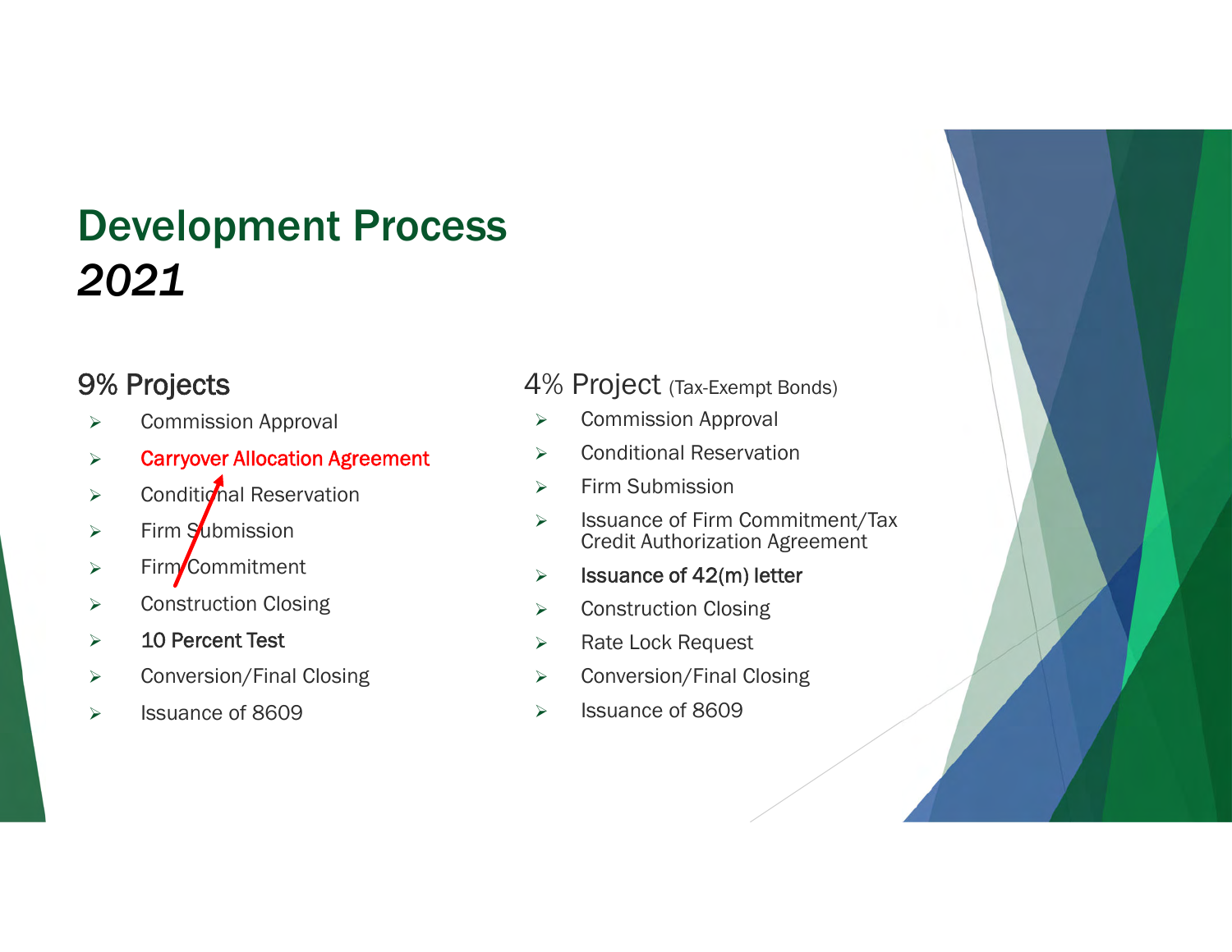# Development Process
## *2021*

### 9% Projects

- Commission Approval
- Carryover Allocation Agreement
- Conditional Reservation
- Firm Submission
- Firm Commitment
- Construction Closing
- 10 Percent Test
- Conversion/Final Closing
- Issuance of 8609

### 4% Project (Tax-Exempt Bonds)

- Commission Approval
- Conditional Reservation
- Firm Submission
- Issuance of Firm Commitment/Tax Credit Authorization Agreement
- Issuance of 42(m) letter
- Construction Closing
- Rate Lock Request
- Conversion/Final Closing
- Issuance of 8609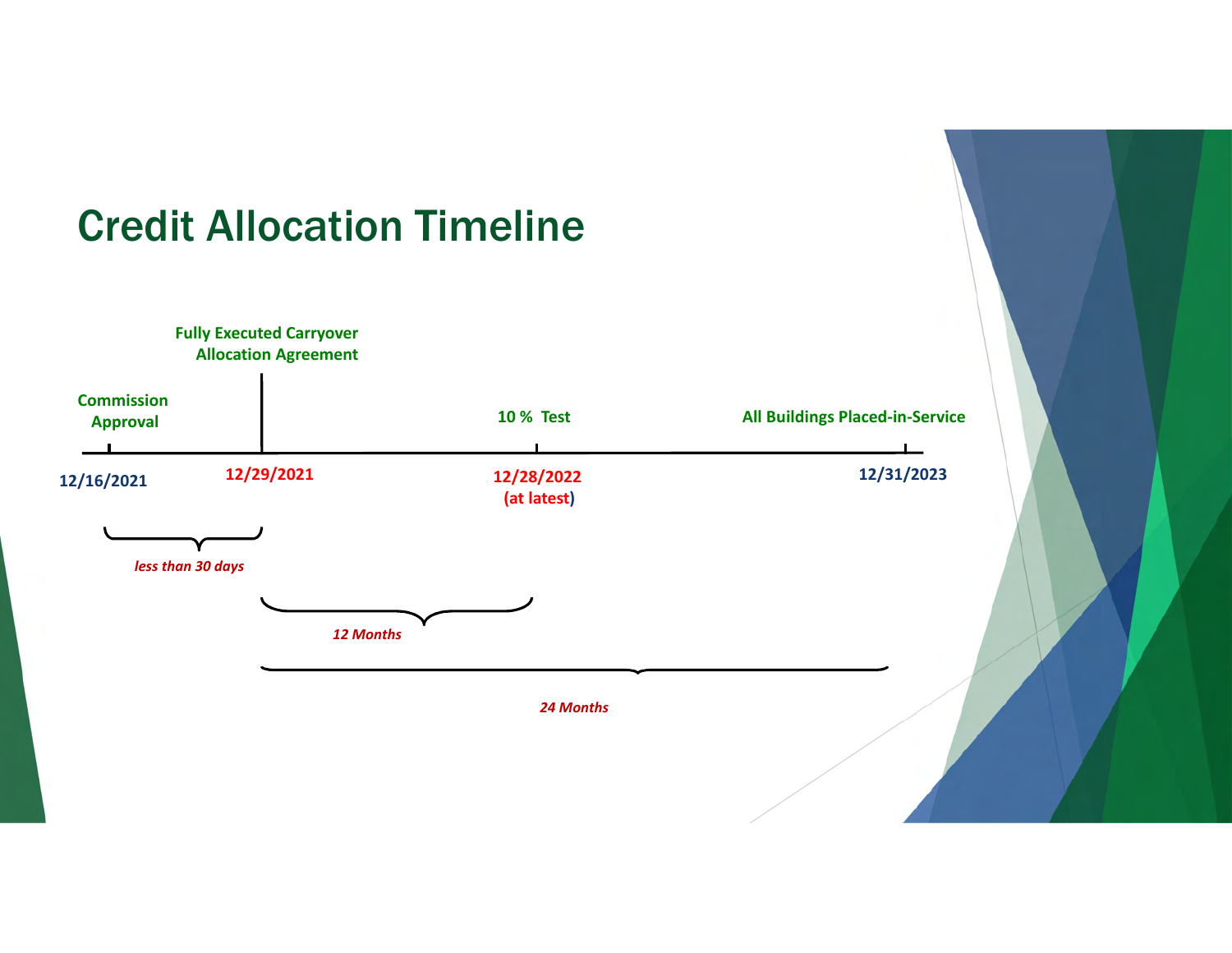# Credit Allocation Timeline

| Event | Date |
| --- | --- |
| Commission Approval | 12/16/2021 |
| Fully Executed Carryover Allocation Agreement | 12/29/2021 |
| 10 % Test | 12/28/2022 (at latest) |
| All Buildings Placed-in-Service | 12/31/2023 |

- *less than 30 days* (12/16/2021 to 12/29/2021)
- *12 Months* (12/29/2021 to 12/28/2022)
- *24 Months* (12/29/2021 to 12/31/2023)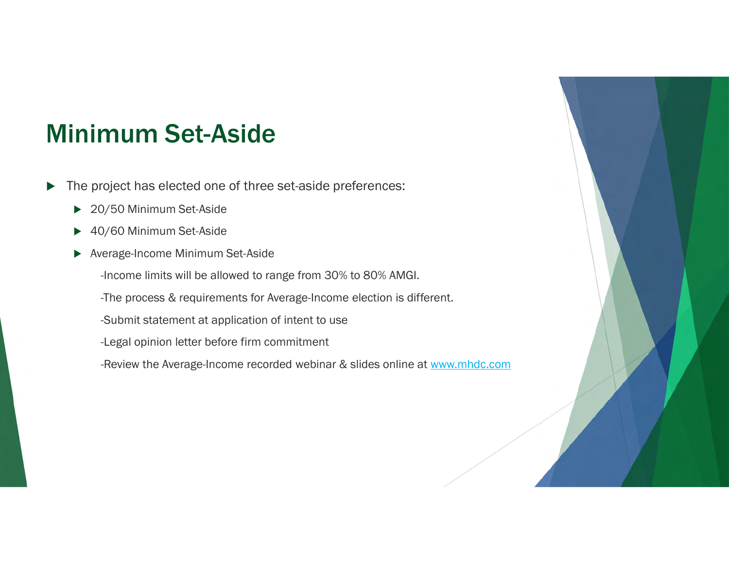# Minimum Set-Aside

- The project has elected one of three set-aside preferences:
  - 20/50 Minimum Set-Aside
  - 40/60 Minimum Set-Aside
  - Average-Income Minimum Set-Aside

    -Income limits will be allowed to range from 30% to 80% AMGI.

    -The process & requirements for Average-Income election is different.

    -Submit statement at application of intent to use

    -Legal opinion letter before firm commitment

    -Review the Average-Income recorded webinar & slides online at [www.mhdc.com](http://www.mhdc.com)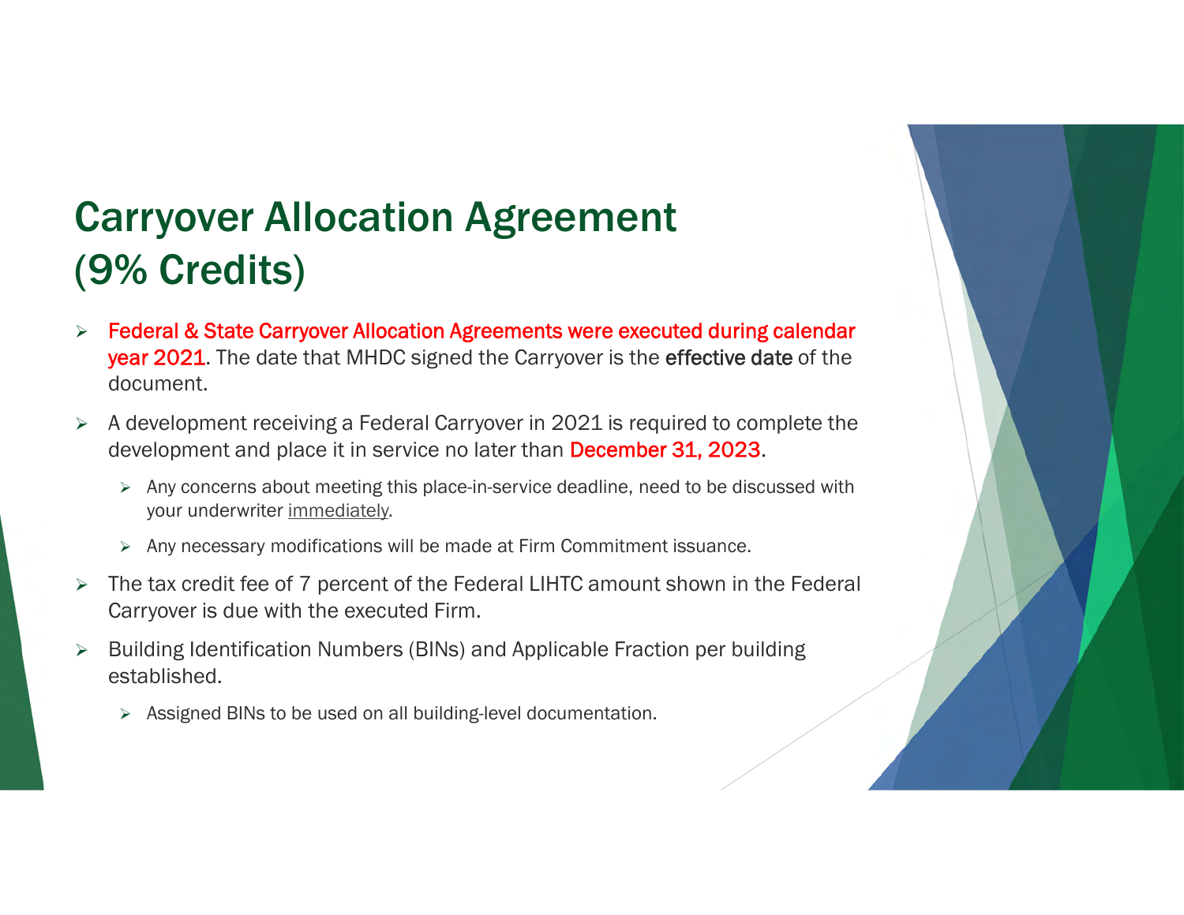# Carryover Allocation Agreement (9% Credits)

- Federal & State Carryover Allocation Agreements were executed during calendar year 2021. The date that MHDC signed the Carryover is the **effective date** of the document.
- A development receiving a Federal Carryover in 2021 is required to complete the development and place it in service no later than December 31, 2023.
  - Any concerns about meeting this place-in-service deadline, need to be discussed with your underwriter immediately.
  - Any necessary modifications will be made at Firm Commitment issuance.
- The tax credit fee of 7 percent of the Federal LIHTC amount shown in the Federal Carryover is due with the executed Firm.
- Building Identification Numbers (BINs) and Applicable Fraction per building established.
  - Assigned BINs to be used on all building-level documentation.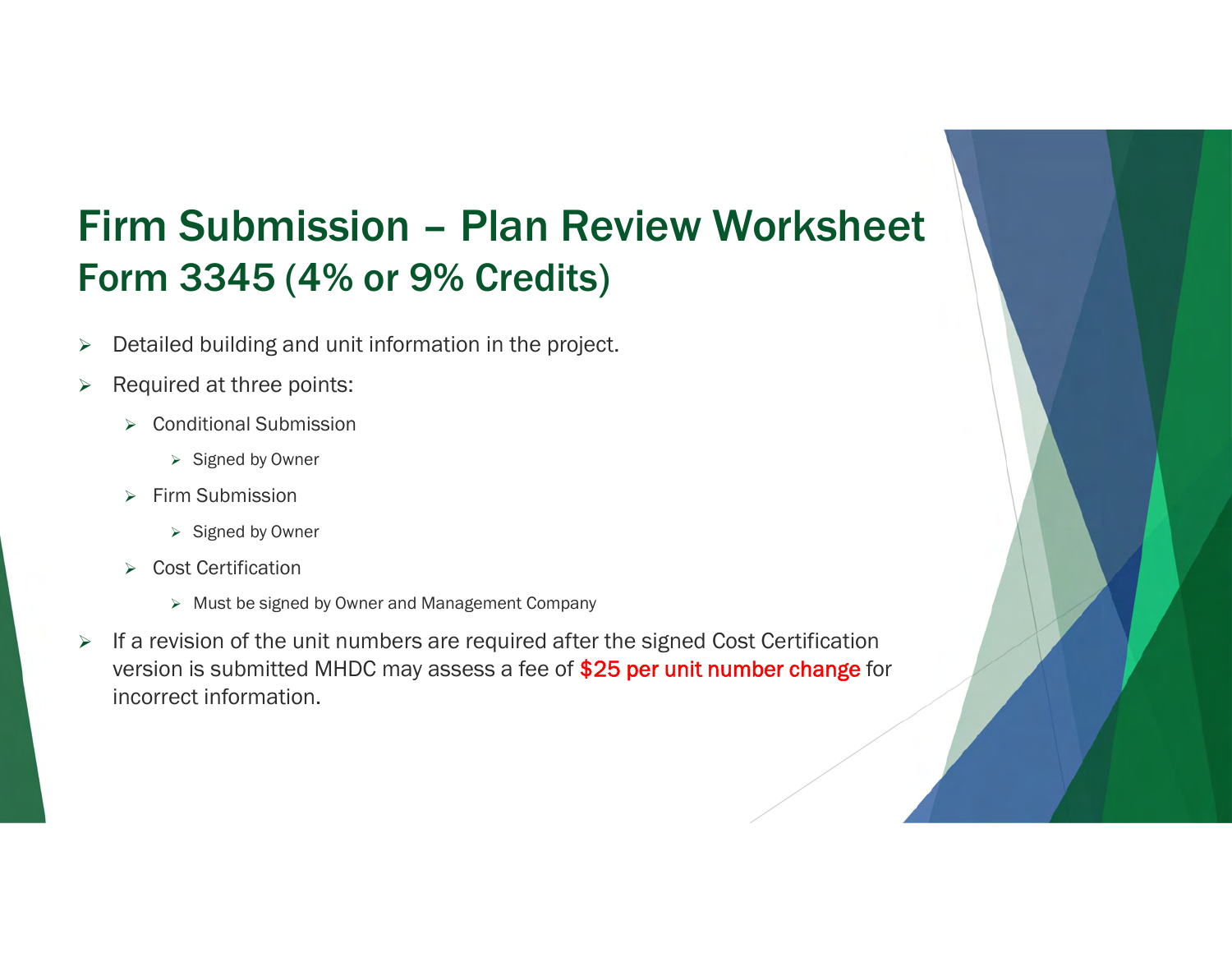# Firm Submission – Plan Review Worksheet
## Form 3345 (4% or 9% Credits)

- Detailed building and unit information in the project.
- Required at three points:
  - Conditional Submission
    - Signed by Owner
  - Firm Submission
    - Signed by Owner
  - Cost Certification
    - Must be signed by Owner and Management Company
- If a revision of the unit numbers are required after the signed Cost Certification version is submitted MHDC may assess a fee of **$25 per unit number change** for incorrect information.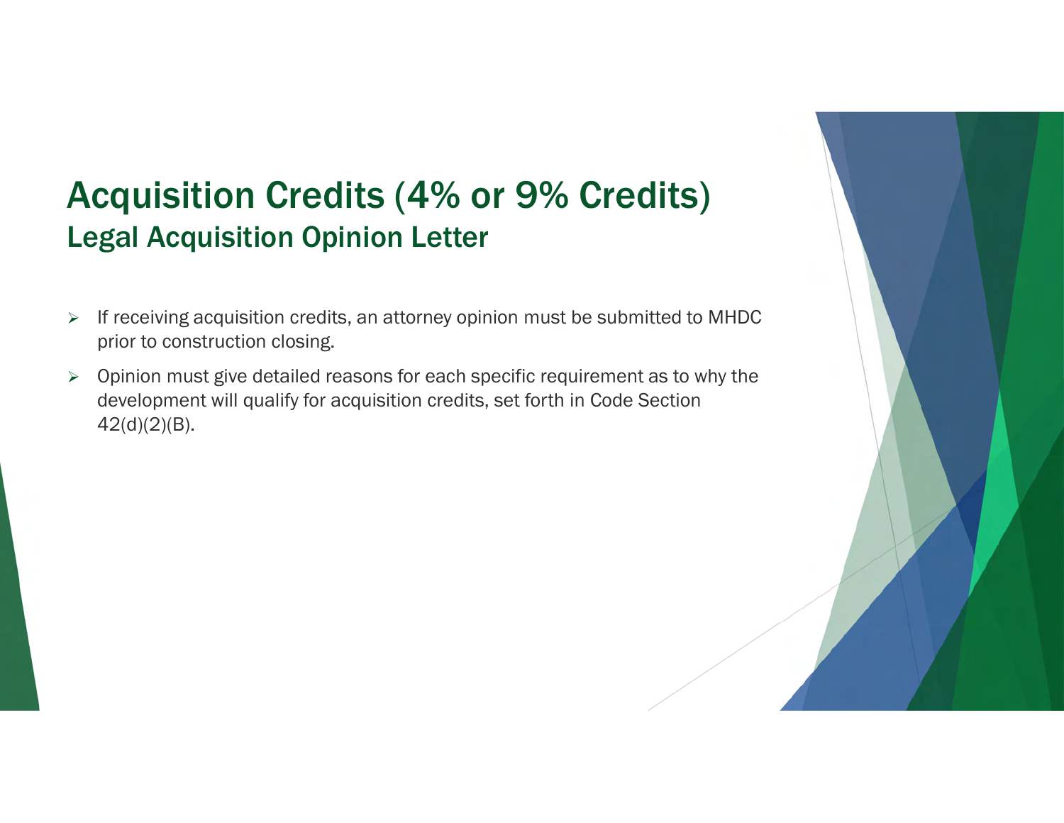# Acquisition Credits (4% or 9% Credits)

## Legal Acquisition Opinion Letter

- If receiving acquisition credits, an attorney opinion must be submitted to MHDC prior to construction closing.
- Opinion must give detailed reasons for each specific requirement as to why the development will qualify for acquisition credits, set forth in Code Section 42(d)(2)(B).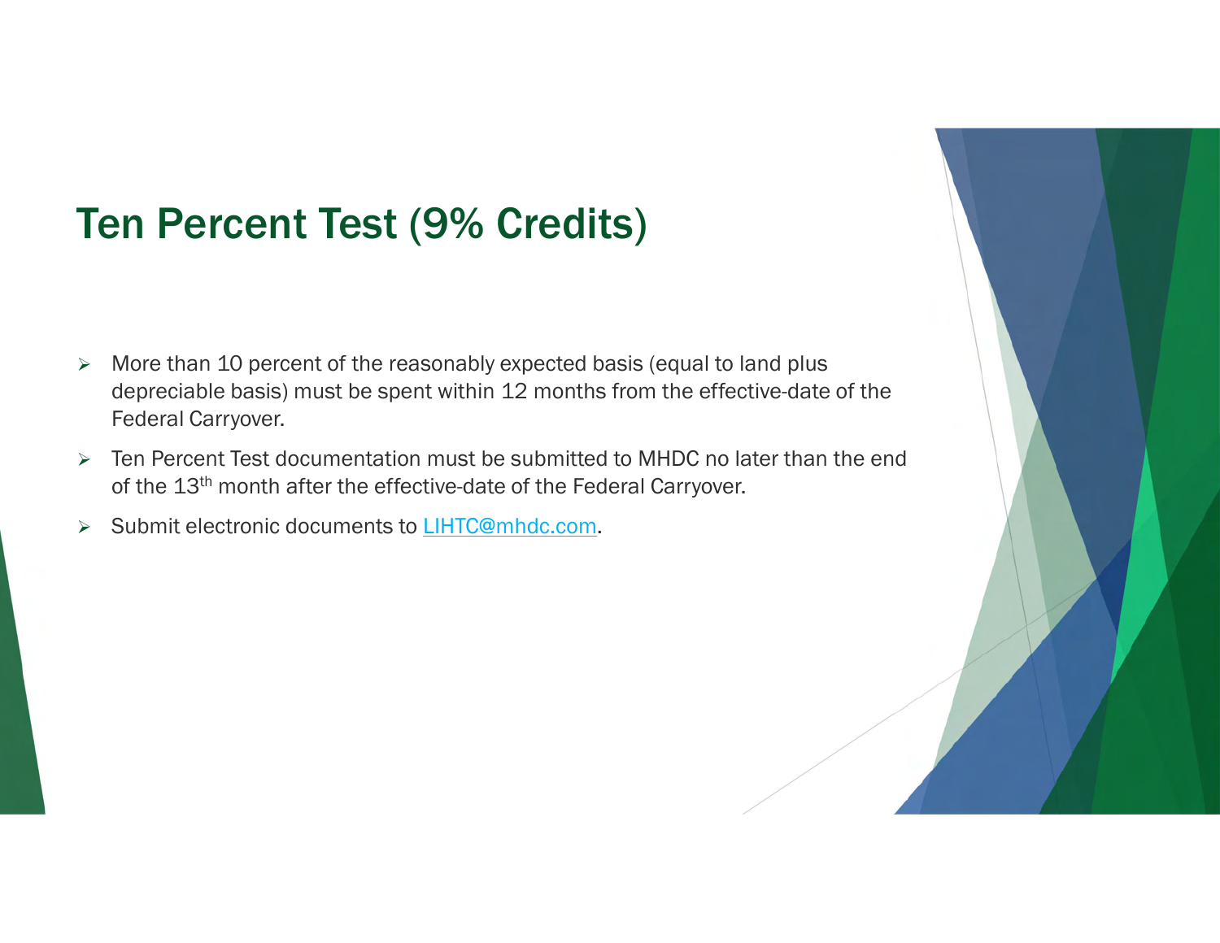# Ten Percent Test (9% Credits)

- More than 10 percent of the reasonably expected basis (equal to land plus depreciable basis) must be spent within 12 months from the effective-date of the Federal Carryover.
- Ten Percent Test documentation must be submitted to MHDC no later than the end of the 13th month after the effective-date of the Federal Carryover.
- Submit electronic documents to LIHTC@mhdc.com.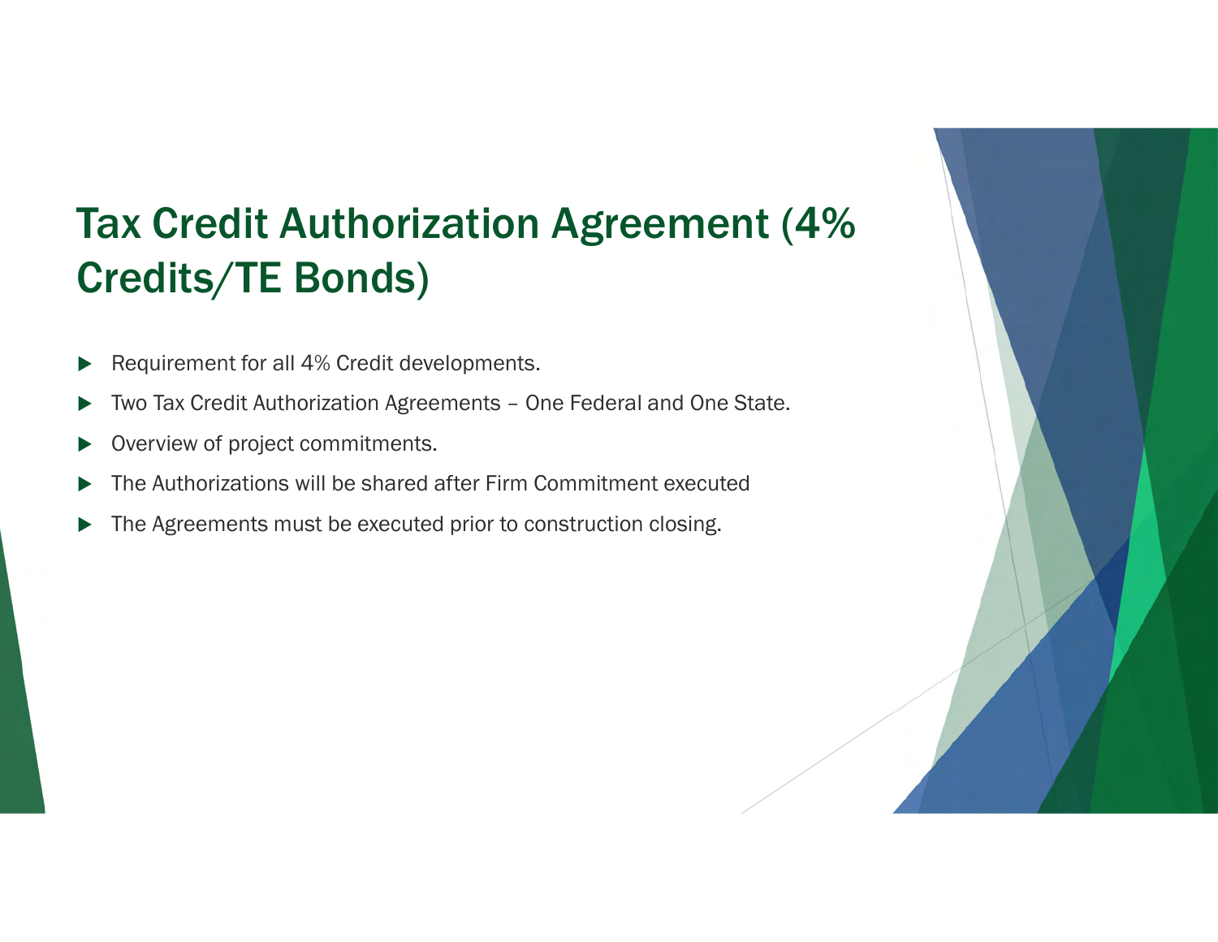# Tax Credit Authorization Agreement (4% Credits/TE Bonds)

- Requirement for all 4% Credit developments.
- Two Tax Credit Authorization Agreements – One Federal and One State.
- Overview of project commitments.
- The Authorizations will be shared after Firm Commitment executed
- The Agreements must be executed prior to construction closing.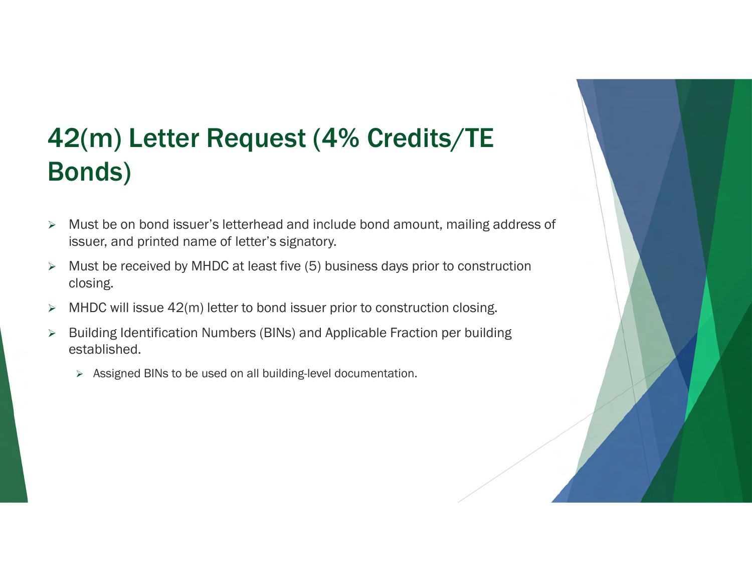# 42(m) Letter Request (4% Credits/TE Bonds)

- Must be on bond issuer's letterhead and include bond amount, mailing address of issuer, and printed name of letter's signatory.
- Must be received by MHDC at least five (5) business days prior to construction closing.
- MHDC will issue 42(m) letter to bond issuer prior to construction closing.
- Building Identification Numbers (BINs) and Applicable Fraction per building established.
  - Assigned BINs to be used on all building-level documentation.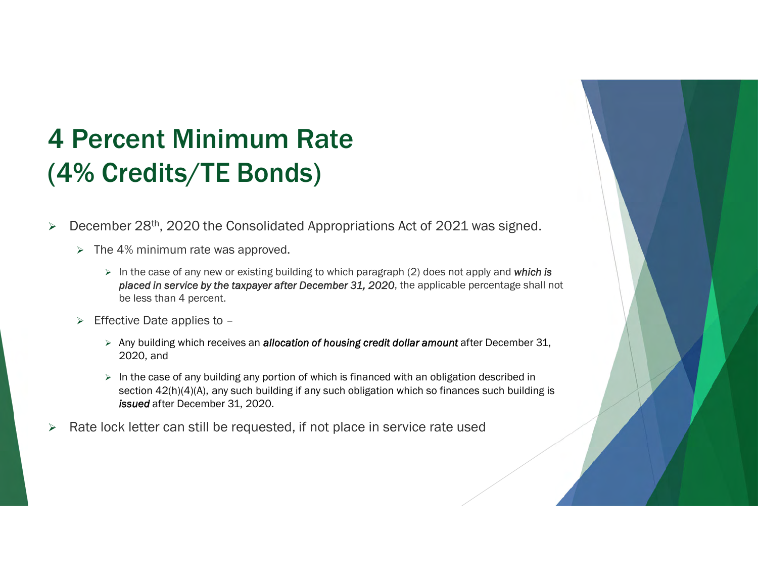# 4 Percent Minimum Rate (4% Credits/TE Bonds)

- December 28th, 2020 the Consolidated Appropriations Act of 2021 was signed.
  - The 4% minimum rate was approved.
    - In the case of any new or existing building to which paragraph (2) does not apply and ***which is placed in service by the taxpayer after December 31, 2020***, the applicable percentage shall not be less than 4 percent.
  - Effective Date applies to –
    - Any building which receives an ***allocation of housing credit dollar amount*** after December 31, 2020, and
    - In the case of any building any portion of which is financed with an obligation described in section 42(h)(4)(A), any such building if any such obligation which so finances such building is ***issued*** after December 31, 2020.
- Rate lock letter can still be requested, if not place in service rate used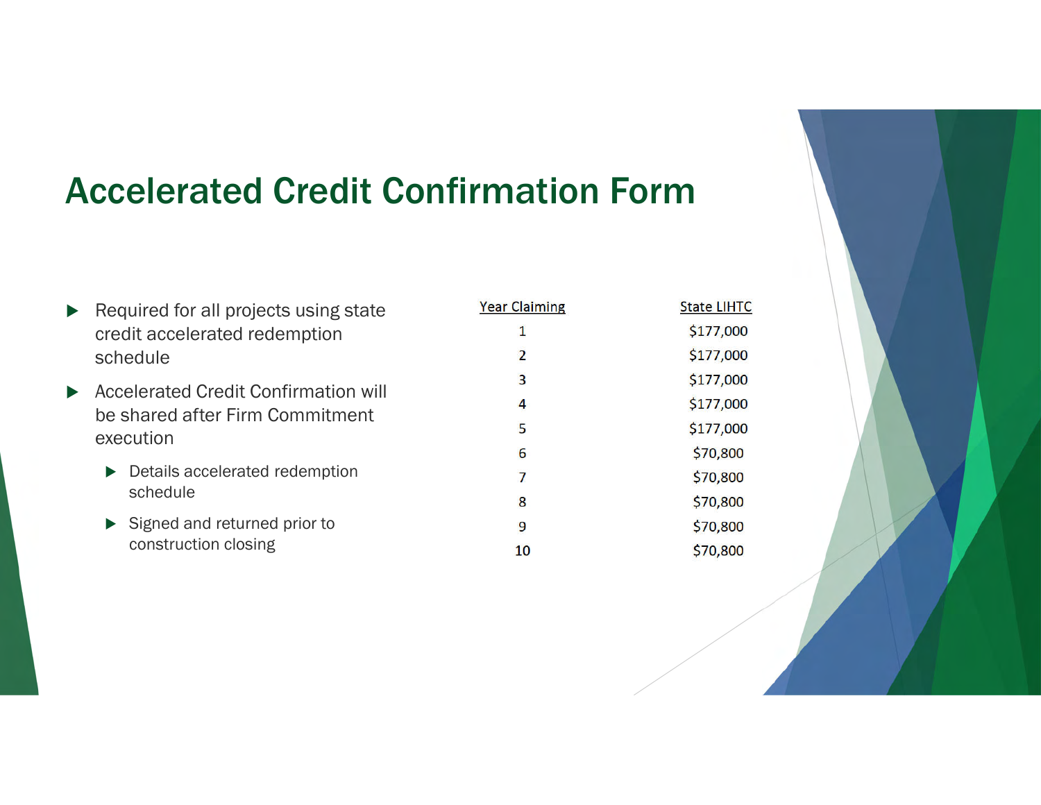# Accelerated Credit Confirmation Form

- Required for all projects using state credit accelerated redemption schedule
- Accelerated Credit Confirmation will be shared after Firm Commitment execution
  - Details accelerated redemption schedule
  - Signed and returned prior to construction closing

| Year Claiming | State LIHTC |
|---|---|
| 1 | $177,000 |
| 2 | $177,000 |
| 3 | $177,000 |
| 4 | $177,000 |
| 5 | $177,000 |
| 6 | $70,800 |
| 7 | $70,800 |
| 8 | $70,800 |
| 9 | $70,800 |
| 10 | $70,800 |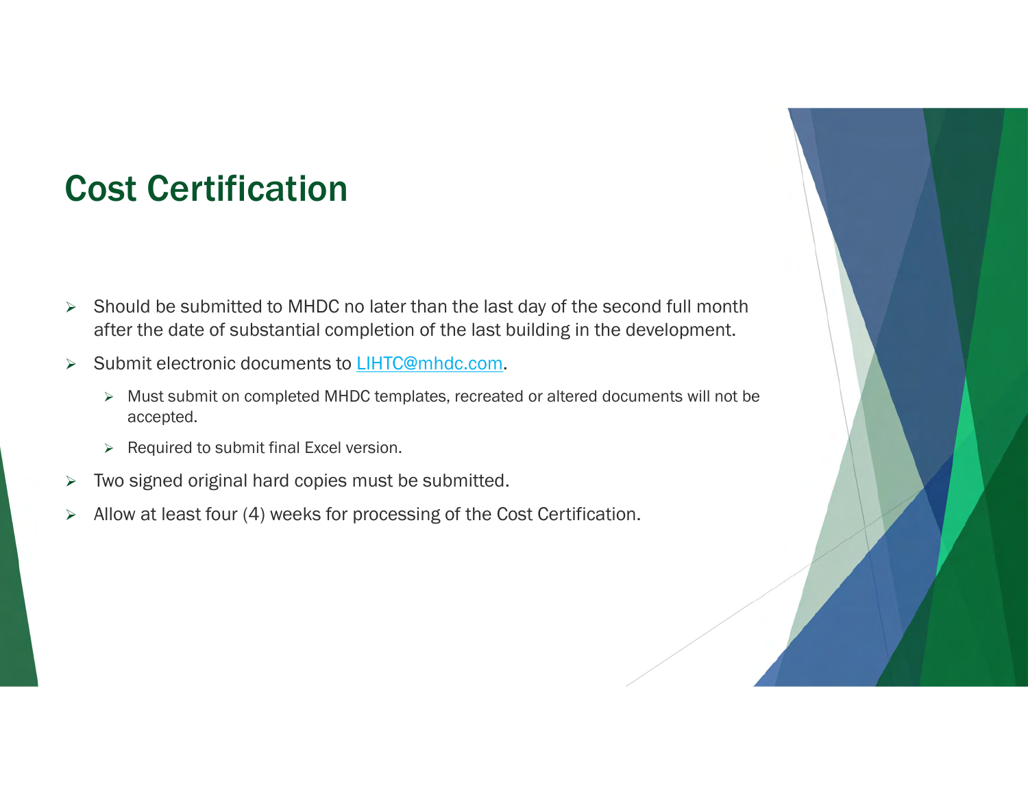# Cost Certification

- Should be submitted to MHDC no later than the last day of the second full month after the date of substantial completion of the last building in the development.
- Submit electronic documents to LIHTC@mhdc.com.
  - Must submit on completed MHDC templates, recreated or altered documents will not be accepted.
  - Required to submit final Excel version.
- Two signed original hard copies must be submitted.
- Allow at least four (4) weeks for processing of the Cost Certification.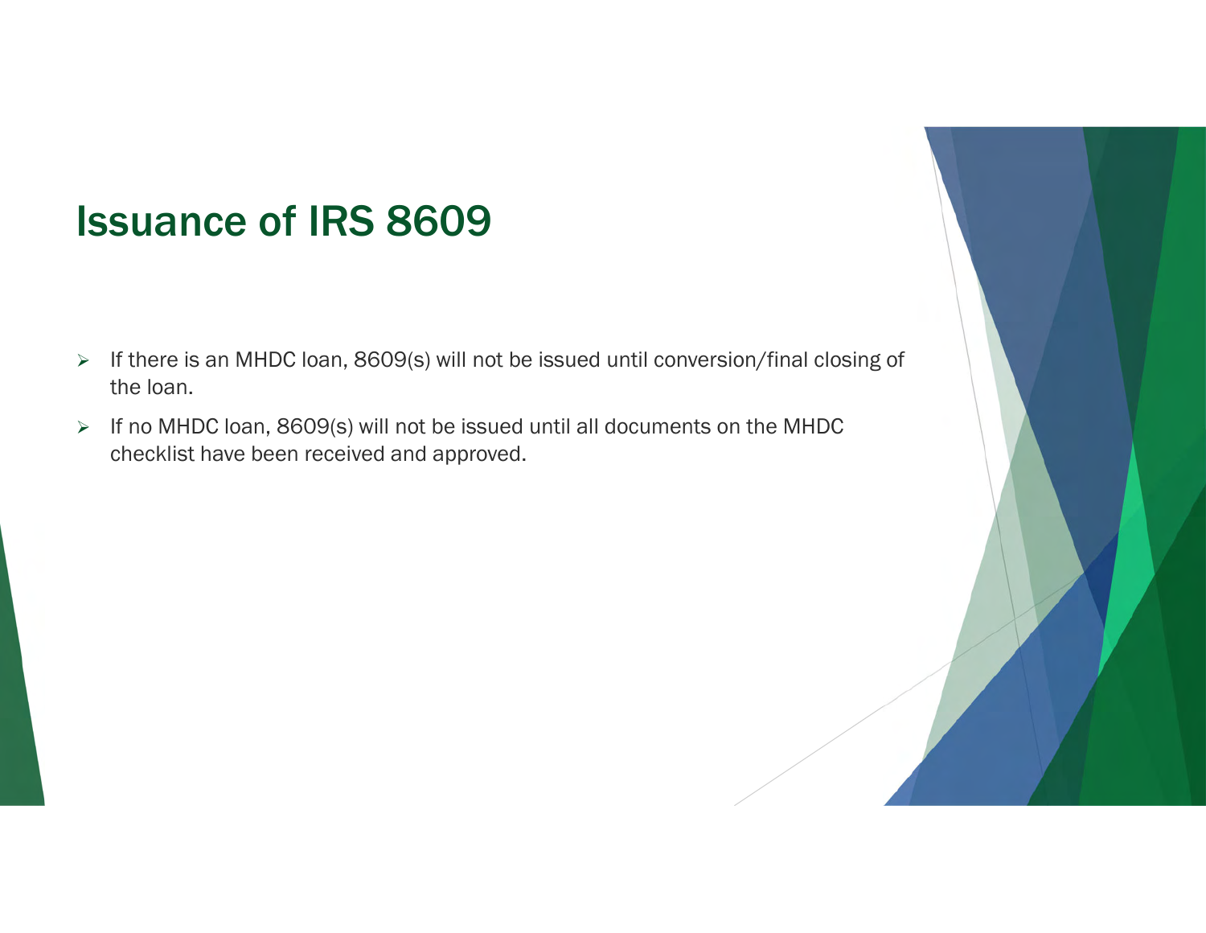# Issuance of IRS 8609

- If there is an MHDC loan, 8609(s) will not be issued until conversion/final closing of the loan.
- If no MHDC loan, 8609(s) will not be issued until all documents on the MHDC checklist have been received and approved.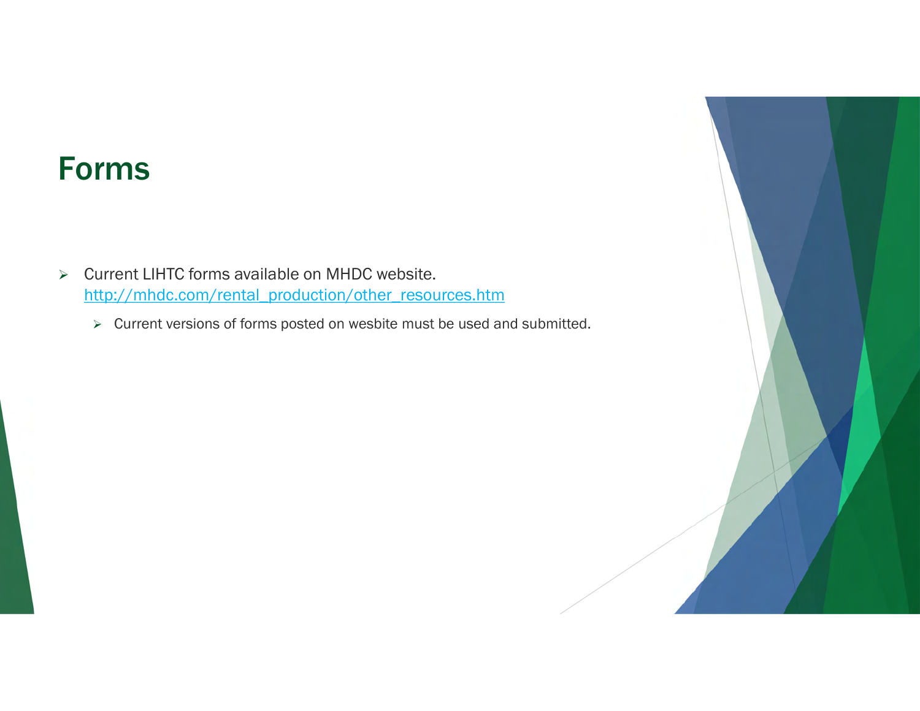# Forms

- Current LIHTC forms available on MHDC website.
  http://mhdc.com/rental_production/other_resources.htm
  - Current versions of forms posted on wesbite must be used and submitted.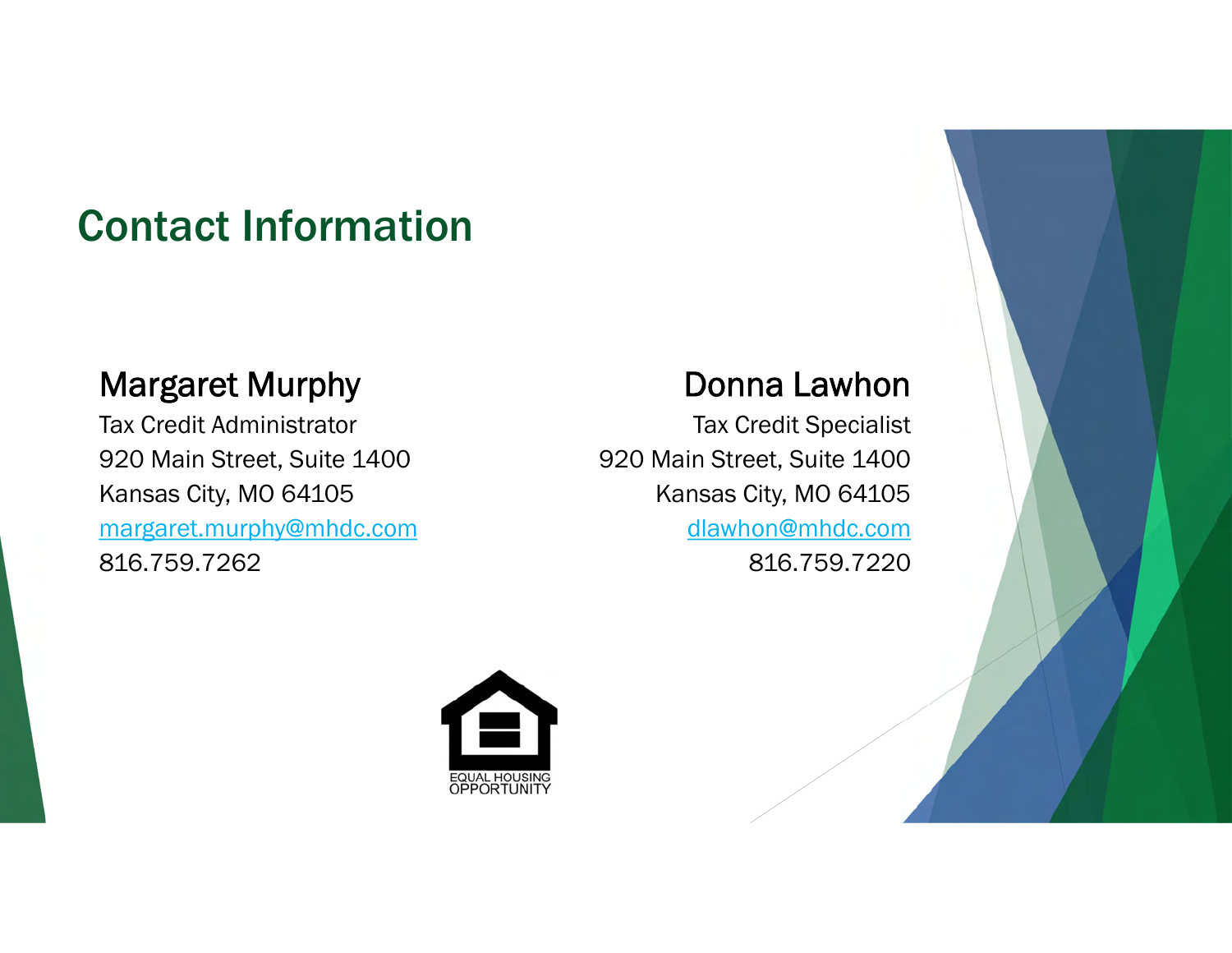# Contact Information

**Margaret Murphy**
Tax Credit Administrator
920 Main Street, Suite 1400
Kansas City, MO 64105
margaret.murphy@mhdc.com
816.759.7262

**Donna Lawhon**
Tax Credit Specialist
920 Main Street, Suite 1400
Kansas City, MO 64105
dlawhon@mhdc.com
816.759.7220

EQUAL HOUSING OPPORTUNITY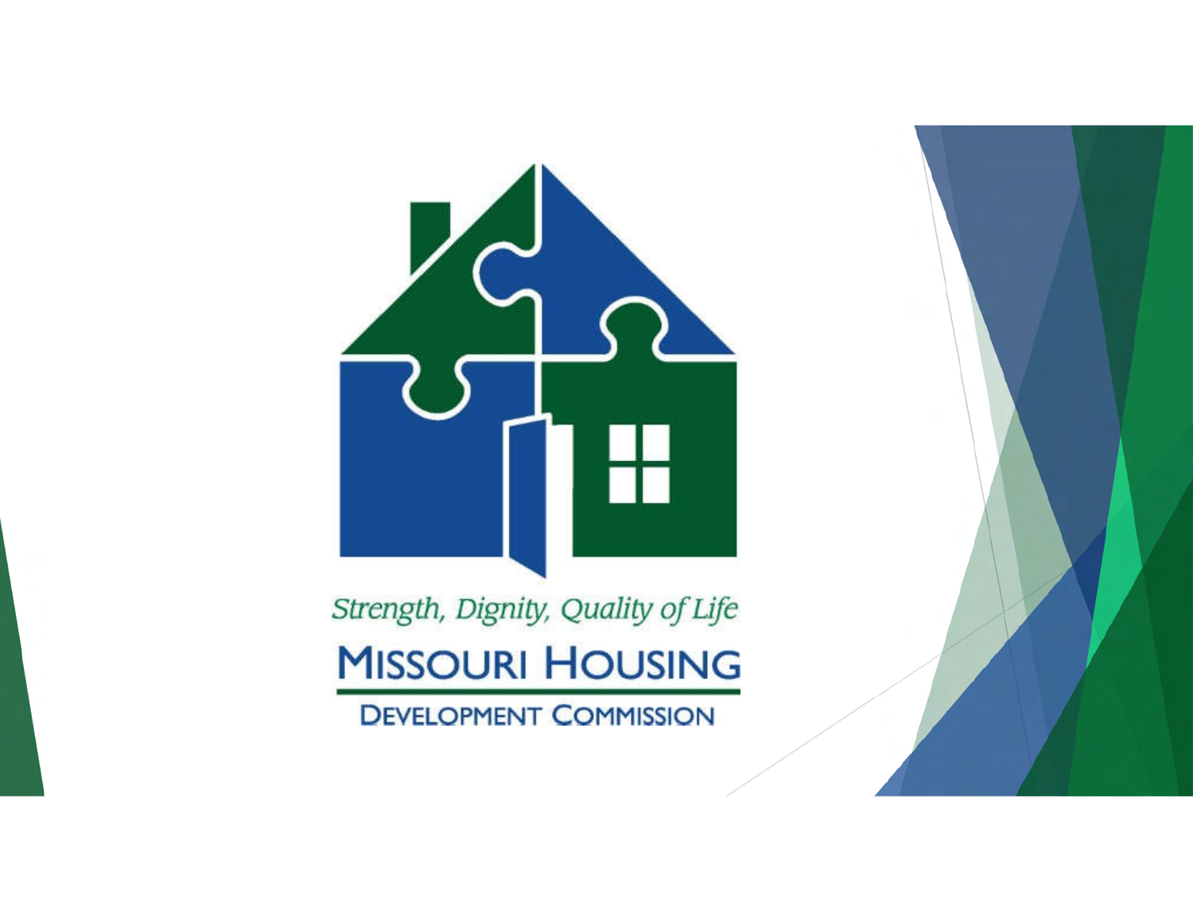Strength, Dignity, Quality of Life

MISSOURI HOUSING

DEVELOPMENT COMMISSION